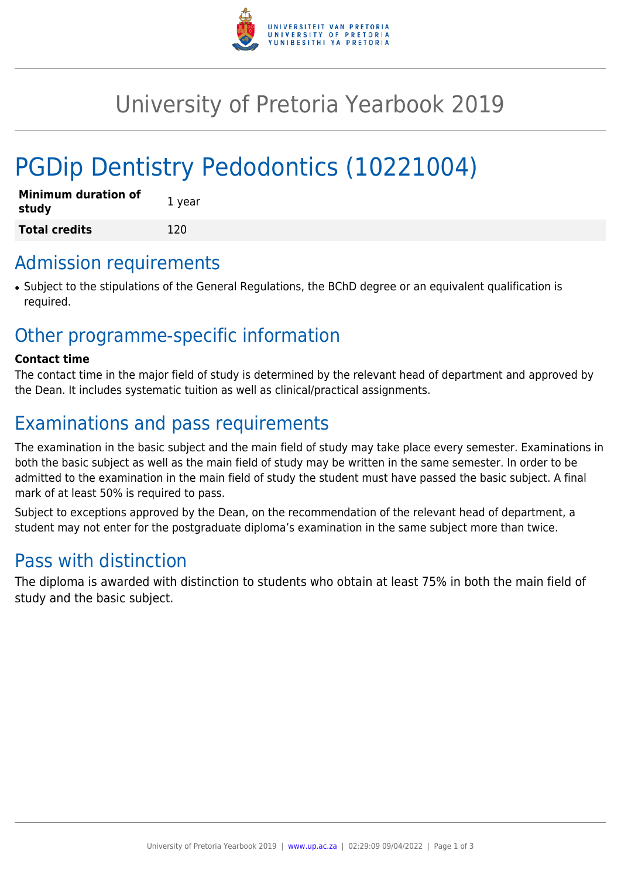# University of Pretoria Yearbook 2019

# PGDip Dentistry Pedodontics (10221004)

| **Minimum duration of study** | 1 year |
| --- | --- |
| **Total credits** | 120 |

## Admission requirements

- Subject to the stipulations of the General Regulations, the BChD degree or an equivalent qualification is required.

## Other programme-specific information

**Contact time**

The contact time in the major field of study is determined by the relevant head of department and approved by the Dean. It includes systematic tuition as well as clinical/practical assignments.

## Examinations and pass requirements

The examination in the basic subject and the main field of study may take place every semester. Examinations in both the basic subject as well as the main field of study may be written in the same semester. In order to be admitted to the examination in the main field of study the student must have passed the basic subject. A final mark of at least 50% is required to pass.

Subject to exceptions approved by the Dean, on the recommendation of the relevant head of department, a student may not enter for the postgraduate diploma's examination in the same subject more than twice.

## Pass with distinction

The diploma is awarded with distinction to students who obtain at least 75% in both the main field of study and the basic subject.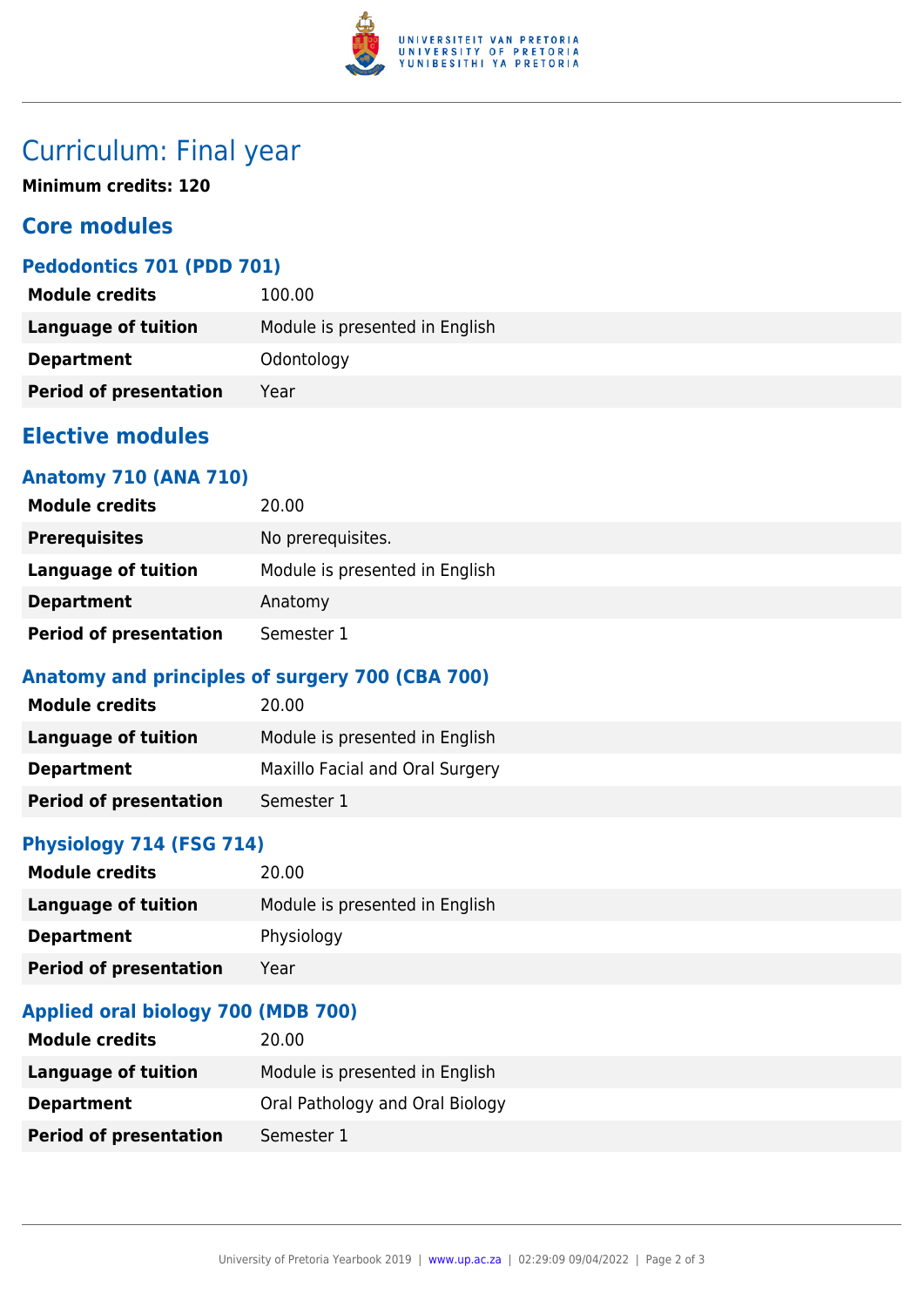# Curriculum: Final year

**Minimum credits: 120**

## Core modules

### Pedodontics 701 (PDD 701)

| | |
|---|---|
| **Module credits** | 100.00 |
| **Language of tuition** | Module is presented in English |
| **Department** | Odontology |
| **Period of presentation** | Year |

## Elective modules

### Anatomy 710 (ANA 710)

| | |
|---|---|
| **Module credits** | 20.00 |
| **Prerequisites** | No prerequisites. |
| **Language of tuition** | Module is presented in English |
| **Department** | Anatomy |
| **Period of presentation** | Semester 1 |

### Anatomy and principles of surgery 700 (CBA 700)

| | |
|---|---|
| **Module credits** | 20.00 |
| **Language of tuition** | Module is presented in English |
| **Department** | Maxillo Facial and Oral Surgery |
| **Period of presentation** | Semester 1 |

### Physiology 714 (FSG 714)

| | |
|---|---|
| **Module credits** | 20.00 |
| **Language of tuition** | Module is presented in English |
| **Department** | Physiology |
| **Period of presentation** | Year |

### Applied oral biology 700 (MDB 700)

| | |
|---|---|
| **Module credits** | 20.00 |
| **Language of tuition** | Module is presented in English |
| **Department** | Oral Pathology and Oral Biology |
| **Period of presentation** | Semester 1 |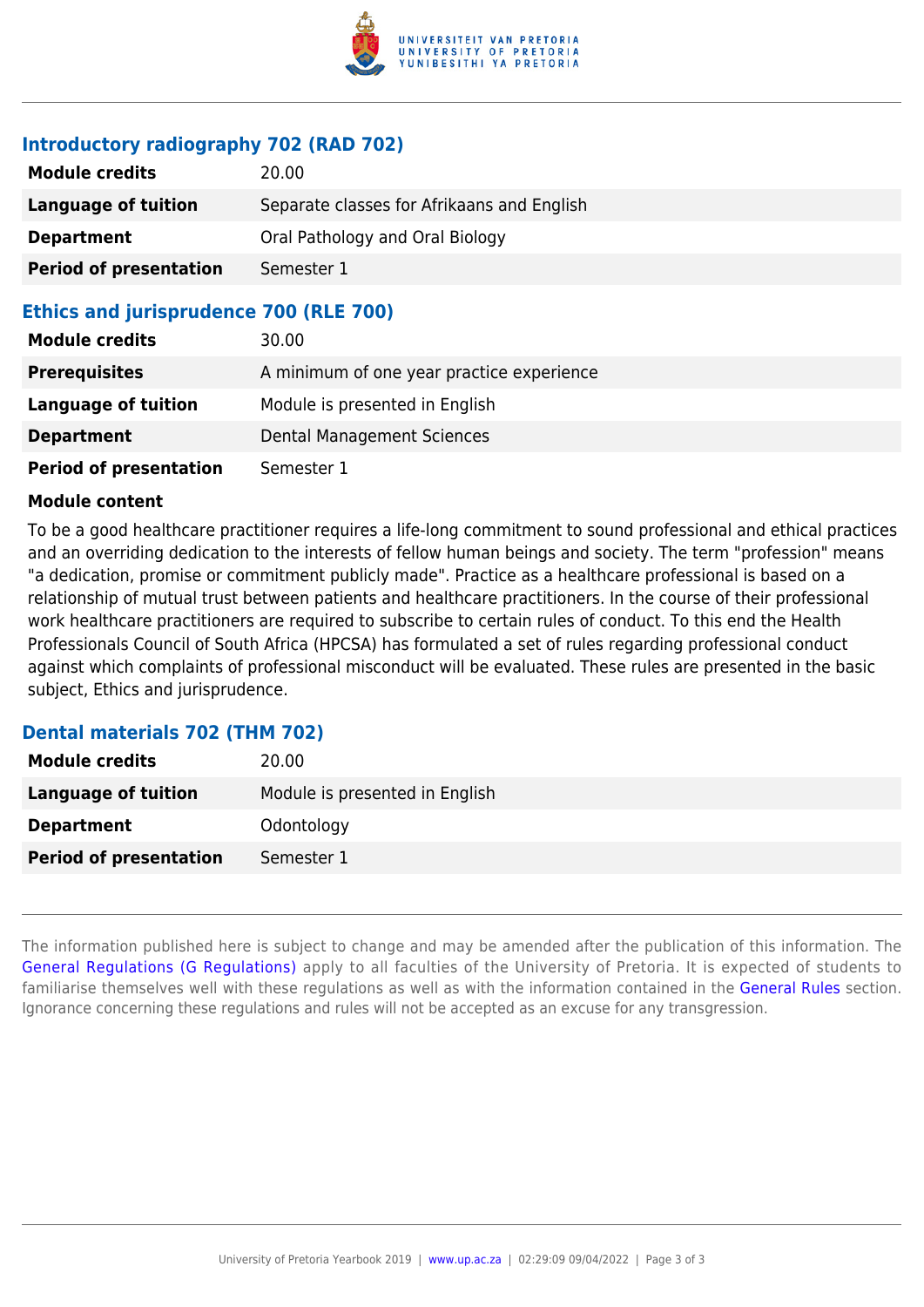### Introductory radiography 702 (RAD 702)

| | |
|---|---|
| **Module credits** | 20.00 |
| **Language of tuition** | Separate classes for Afrikaans and English |
| **Department** | Oral Pathology and Oral Biology |
| **Period of presentation** | Semester 1 |

### Ethics and jurisprudence 700 (RLE 700)

| | |
|---|---|
| **Module credits** | 30.00 |
| **Prerequisites** | A minimum of one year practice experience |
| **Language of tuition** | Module is presented in English |
| **Department** | Dental Management Sciences |
| **Period of presentation** | Semester 1 |

**Module content**

To be a good healthcare practitioner requires a life-long commitment to sound professional and ethical practices and an overriding dedication to the interests of fellow human beings and society. The term "profession" means "a dedication, promise or commitment publicly made". Practice as a healthcare professional is based on a relationship of mutual trust between patients and healthcare practitioners. In the course of their professional work healthcare practitioners are required to subscribe to certain rules of conduct. To this end the Health Professionals Council of South Africa (HPCSA) has formulated a set of rules regarding professional conduct against which complaints of professional misconduct will be evaluated. These rules are presented in the basic subject, Ethics and jurisprudence.

### Dental materials 702 (THM 702)

| | |
|---|---|
| **Module credits** | 20.00 |
| **Language of tuition** | Module is presented in English |
| **Department** | Odontology |
| **Period of presentation** | Semester 1 |

The information published here is subject to change and may be amended after the publication of this information. The General Regulations (G Regulations) apply to all faculties of the University of Pretoria. It is expected of students to familiarise themselves well with these regulations as well as with the information contained in the General Rules section. Ignorance concerning these regulations and rules will not be accepted as an excuse for any transgression.